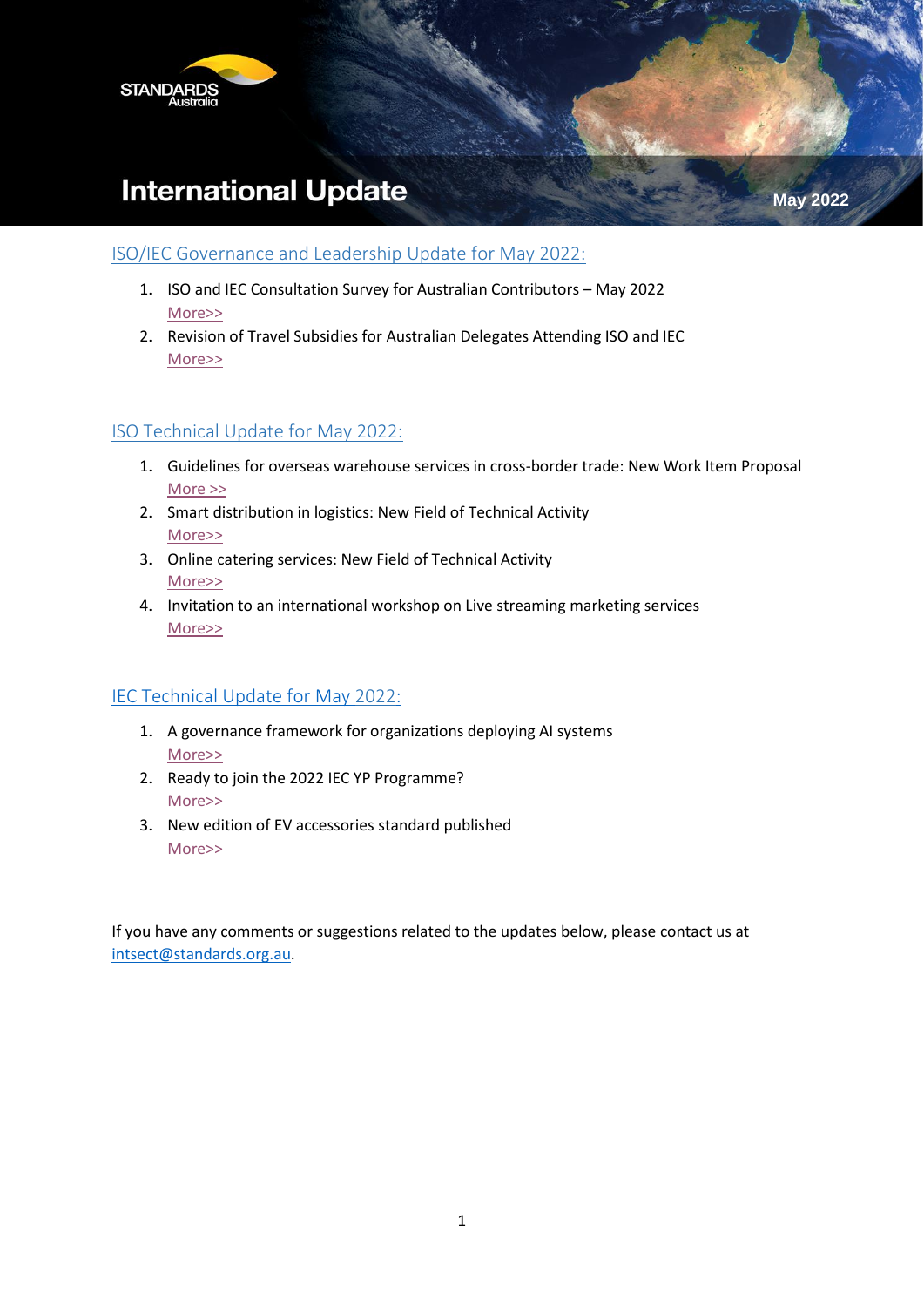# International Update

May 2022

## ISO/IEC Governance and Leadership Update for May 2022:

1. ISO and IEC Consultation Survey for Australian Contributors – May 2022
   More>>
2. Revision of Travel Subsidies for Australian Delegates Attending ISO and IEC
   More>>

## ISO Technical Update for May 2022:

1. Guidelines for overseas warehouse services in cross-border trade: New Work Item Proposal
   More >>
2. Smart distribution in logistics: New Field of Technical Activity
   More>>
3. Online catering services: New Field of Technical Activity
   More>>
4. Invitation to an international workshop on Live streaming marketing services
   More>>

## IEC Technical Update for May 2022:

1. A governance framework for organizations deploying AI systems
   More>>
2. Ready to join the 2022 IEC YP Programme?
   More>>
3. New edition of EV accessories standard published
   More>>

If you have any comments or suggestions related to the updates below, please contact us at intsect@standards.org.au.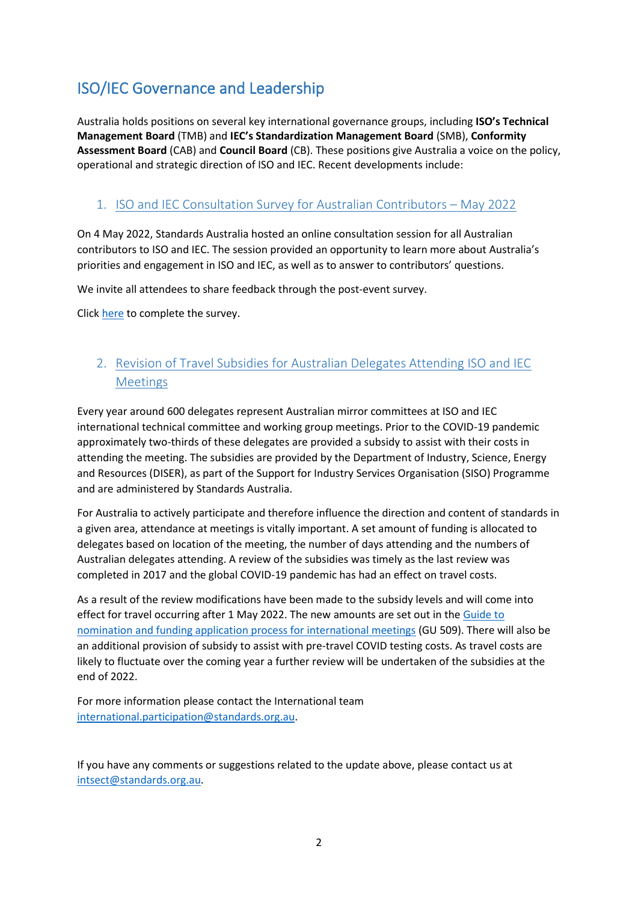# ISO/IEC Governance and Leadership

Australia holds positions on several key international governance groups, including **ISO's Technical Management Board** (TMB) and **IEC's Standardization Management Board** (SMB), **Conformity Assessment Board** (CAB) and **Council Board** (CB). These positions give Australia a voice on the policy, operational and strategic direction of ISO and IEC. Recent developments include:

## 1. ISO and IEC Consultation Survey for Australian Contributors – May 2022

On 4 May 2022, Standards Australia hosted an online consultation session for all Australian contributors to ISO and IEC. The session provided an opportunity to learn more about Australia's priorities and engagement in ISO and IEC, as well as to answer to contributors' questions.

We invite all attendees to share feedback through the post-event survey.

Click here to complete the survey.

## 2. Revision of Travel Subsidies for Australian Delegates Attending ISO and IEC Meetings

Every year around 600 delegates represent Australian mirror committees at ISO and IEC international technical committee and working group meetings. Prior to the COVID-19 pandemic approximately two-thirds of these delegates are provided a subsidy to assist with their costs in attending the meeting. The subsidies are provided by the Department of Industry, Science, Energy and Resources (DISER), as part of the Support for Industry Services Organisation (SISO) Programme and are administered by Standards Australia.

For Australia to actively participate and therefore influence the direction and content of standards in a given area, attendance at meetings is vitally important. A set amount of funding is allocated to delegates based on location of the meeting, the number of days attending and the numbers of Australian delegates attending. A review of the subsidies was timely as the last review was completed in 2017 and the global COVID-19 pandemic has had an effect on travel costs.

As a result of the review modifications have been made to the subsidy levels and will come into effect for travel occurring after 1 May 2022. The new amounts are set out in the Guide to nomination and funding application process for international meetings (GU 509). There will also be an additional provision of subsidy to assist with pre-travel COVID testing costs. As travel costs are likely to fluctuate over the coming year a further review will be undertaken of the subsidies at the end of 2022.

For more information please contact the International team international.participation@standards.org.au.

If you have any comments or suggestions related to the update above, please contact us at intsect@standards.org.au.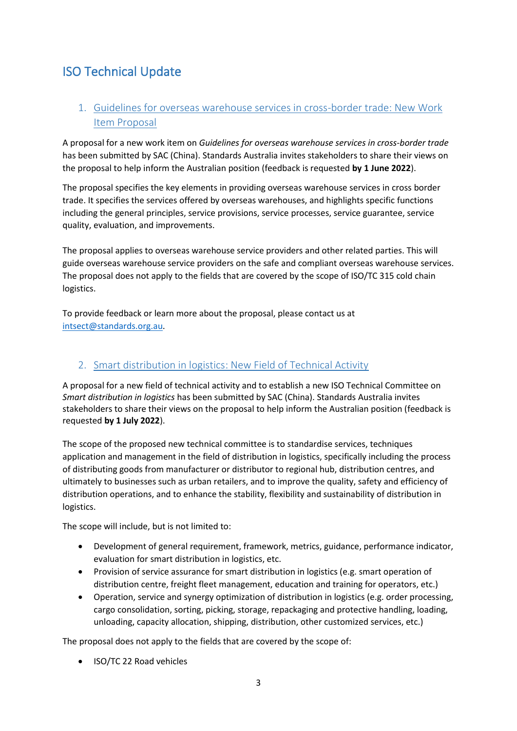# ISO Technical Update

## 1. Guidelines for overseas warehouse services in cross-border trade: New Work Item Proposal

A proposal for a new work item on *Guidelines for overseas warehouse services in cross-border trade* has been submitted by SAC (China). Standards Australia invites stakeholders to share their views on the proposal to help inform the Australian position (feedback is requested **by 1 June 2022**).

The proposal specifies the key elements in providing overseas warehouse services in cross border trade. It specifies the services offered by overseas warehouses, and highlights specific functions including the general principles, service provisions, service processes, service guarantee, service quality, evaluation, and improvements.

The proposal applies to overseas warehouse service providers and other related parties. This will guide overseas warehouse service providers on the safe and compliant overseas warehouse services. The proposal does not apply to the fields that are covered by the scope of ISO/TC 315 cold chain logistics.

To provide feedback or learn more about the proposal, please contact us at intsect@standards.org.au.

## 2. Smart distribution in logistics: New Field of Technical Activity

A proposal for a new field of technical activity and to establish a new ISO Technical Committee on *Smart distribution in logistics* has been submitted by SAC (China). Standards Australia invites stakeholders to share their views on the proposal to help inform the Australian position (feedback is requested **by 1 July 2022**).

The scope of the proposed new technical committee is to standardise services, techniques application and management in the field of distribution in logistics, specifically including the process of distributing goods from manufacturer or distributor to regional hub, distribution centres, and ultimately to businesses such as urban retailers, and to improve the quality, safety and efficiency of distribution operations, and to enhance the stability, flexibility and sustainability of distribution in logistics.

The scope will include, but is not limited to:

- Development of general requirement, framework, metrics, guidance, performance indicator, evaluation for smart distribution in logistics, etc.
- Provision of service assurance for smart distribution in logistics (e.g. smart operation of distribution centre, freight fleet management, education and training for operators, etc.)
- Operation, service and synergy optimization of distribution in logistics (e.g. order processing, cargo consolidation, sorting, picking, storage, repackaging and protective handling, loading, unloading, capacity allocation, shipping, distribution, other customized services, etc.)

The proposal does not apply to the fields that are covered by the scope of:

- ISO/TC 22 Road vehicles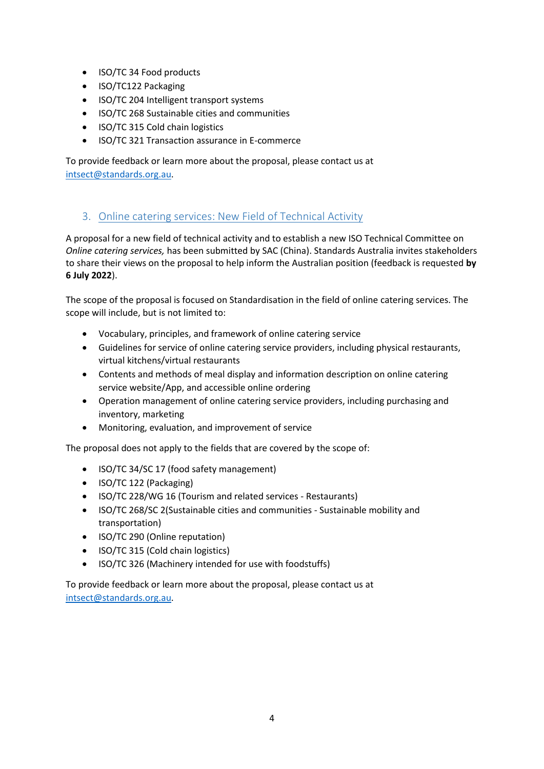- ISO/TC 34 Food products
- ISO/TC122 Packaging
- ISO/TC 204 Intelligent transport systems
- ISO/TC 268 Sustainable cities and communities
- ISO/TC 315 Cold chain logistics
- ISO/TC 321 Transaction assurance in E-commerce

To provide feedback or learn more about the proposal, please contact us at intsect@standards.org.au.

## 3. Online catering services: New Field of Technical Activity

A proposal for a new field of technical activity and to establish a new ISO Technical Committee on *Online catering services,* has been submitted by SAC (China). Standards Australia invites stakeholders to share their views on the proposal to help inform the Australian position (feedback is requested **by 6 July 2022**).

The scope of the proposal is focused on Standardisation in the field of online catering services. The scope will include, but is not limited to:

- Vocabulary, principles, and framework of online catering service
- Guidelines for service of online catering service providers, including physical restaurants, virtual kitchens/virtual restaurants
- Contents and methods of meal display and information description on online catering service website/App, and accessible online ordering
- Operation management of online catering service providers, including purchasing and inventory, marketing
- Monitoring, evaluation, and improvement of service

The proposal does not apply to the fields that are covered by the scope of:

- ISO/TC 34/SC 17 (food safety management)
- ISO/TC 122 (Packaging)
- ISO/TC 228/WG 16 (Tourism and related services - Restaurants)
- ISO/TC 268/SC 2(Sustainable cities and communities - Sustainable mobility and transportation)
- ISO/TC 290 (Online reputation)
- ISO/TC 315 (Cold chain logistics)
- ISO/TC 326 (Machinery intended for use with foodstuffs)

To provide feedback or learn more about the proposal, please contact us at intsect@standards.org.au.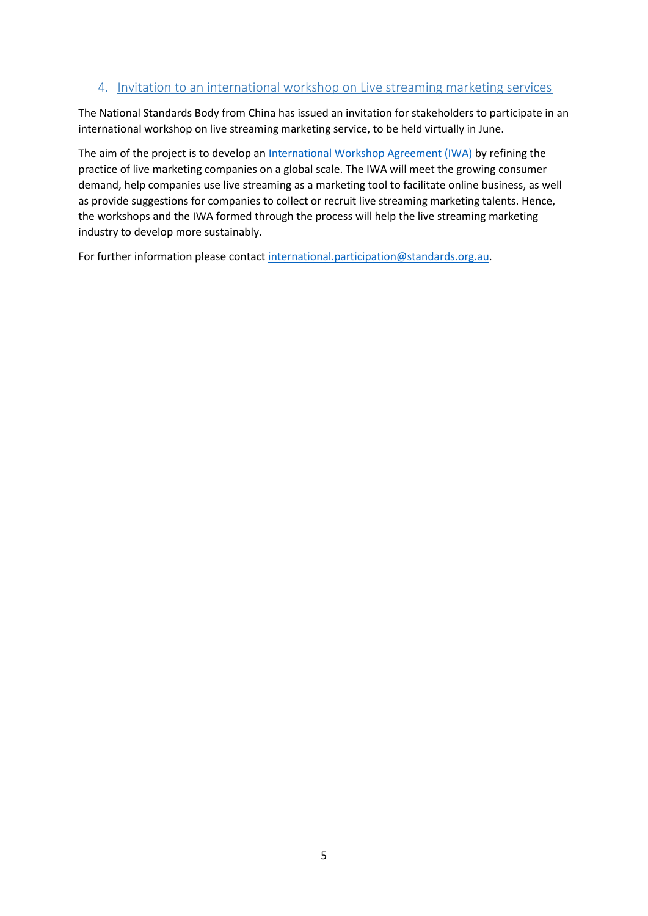## 4. Invitation to an international workshop on Live streaming marketing services

The National Standards Body from China has issued an invitation for stakeholders to participate in an international workshop on live streaming marketing service, to be held virtually in June.

The aim of the project is to develop an International Workshop Agreement (IWA) by refining the practice of live marketing companies on a global scale. The IWA will meet the growing consumer demand, help companies use live streaming as a marketing tool to facilitate online business, as well as provide suggestions for companies to collect or recruit live streaming marketing talents. Hence, the workshops and the IWA formed through the process will help the live streaming marketing industry to develop more sustainably.

For further information please contact international.participation@standards.org.au.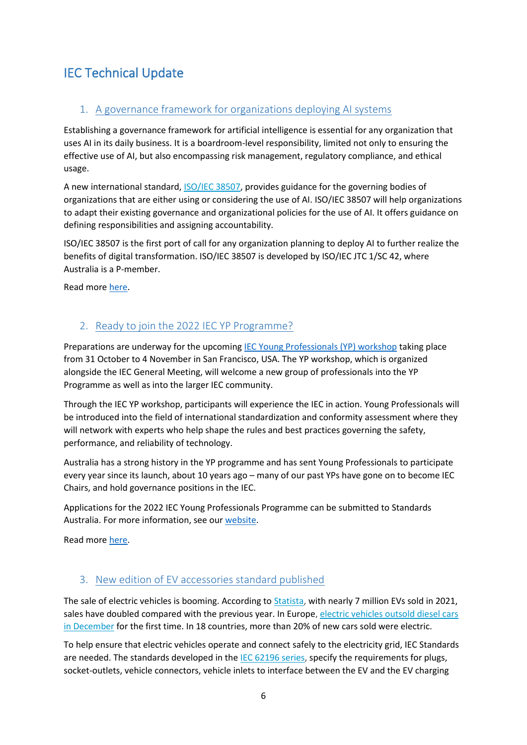# IEC Technical Update

## 1. A governance framework for organizations deploying AI systems

Establishing a governance framework for artificial intelligence is essential for any organization that uses AI in its daily business. It is a boardroom-level responsibility, limited not only to ensuring the effective use of AI, but also encompassing risk management, regulatory compliance, and ethical usage.

A new international standard, ISO/IEC 38507, provides guidance for the governing bodies of organizations that are either using or considering the use of AI. ISO/IEC 38507 will help organizations to adapt their existing governance and organizational policies for the use of AI. It offers guidance on defining responsibilities and assigning accountability.

ISO/IEC 38507 is the first port of call for any organization planning to deploy AI to further realize the benefits of digital transformation. ISO/IEC 38507 is developed by ISO/IEC JTC 1/SC 42, where Australia is a P-member.

Read more here.

## 2. Ready to join the 2022 IEC YP Programme?

Preparations are underway for the upcoming IEC Young Professionals (YP) workshop taking place from 31 October to 4 November in San Francisco, USA. The YP workshop, which is organized alongside the IEC General Meeting, will welcome a new group of professionals into the YP Programme as well as into the larger IEC community.

Through the IEC YP workshop, participants will experience the IEC in action. Young Professionals will be introduced into the field of international standardization and conformity assessment where they will network with experts who help shape the rules and best practices governing the safety, performance, and reliability of technology.

Australia has a strong history in the YP programme and has sent Young Professionals to participate every year since its launch, about 10 years ago – many of our past YPs have gone on to become IEC Chairs, and hold governance positions in the IEC.

Applications for the 2022 IEC Young Professionals Programme can be submitted to Standards Australia. For more information, see our website.

Read more here.

## 3. New edition of EV accessories standard published

The sale of electric vehicles is booming. According to Statista, with nearly 7 million EVs sold in 2021, sales have doubled compared with the previous year. In Europe, electric vehicles outsold diesel cars in December for the first time. In 18 countries, more than 20% of new cars sold were electric.

To help ensure that electric vehicles operate and connect safely to the electricity grid, IEC Standards are needed. The standards developed in the IEC 62196 series, specify the requirements for plugs, socket-outlets, vehicle connectors, vehicle inlets to interface between the EV and the EV charging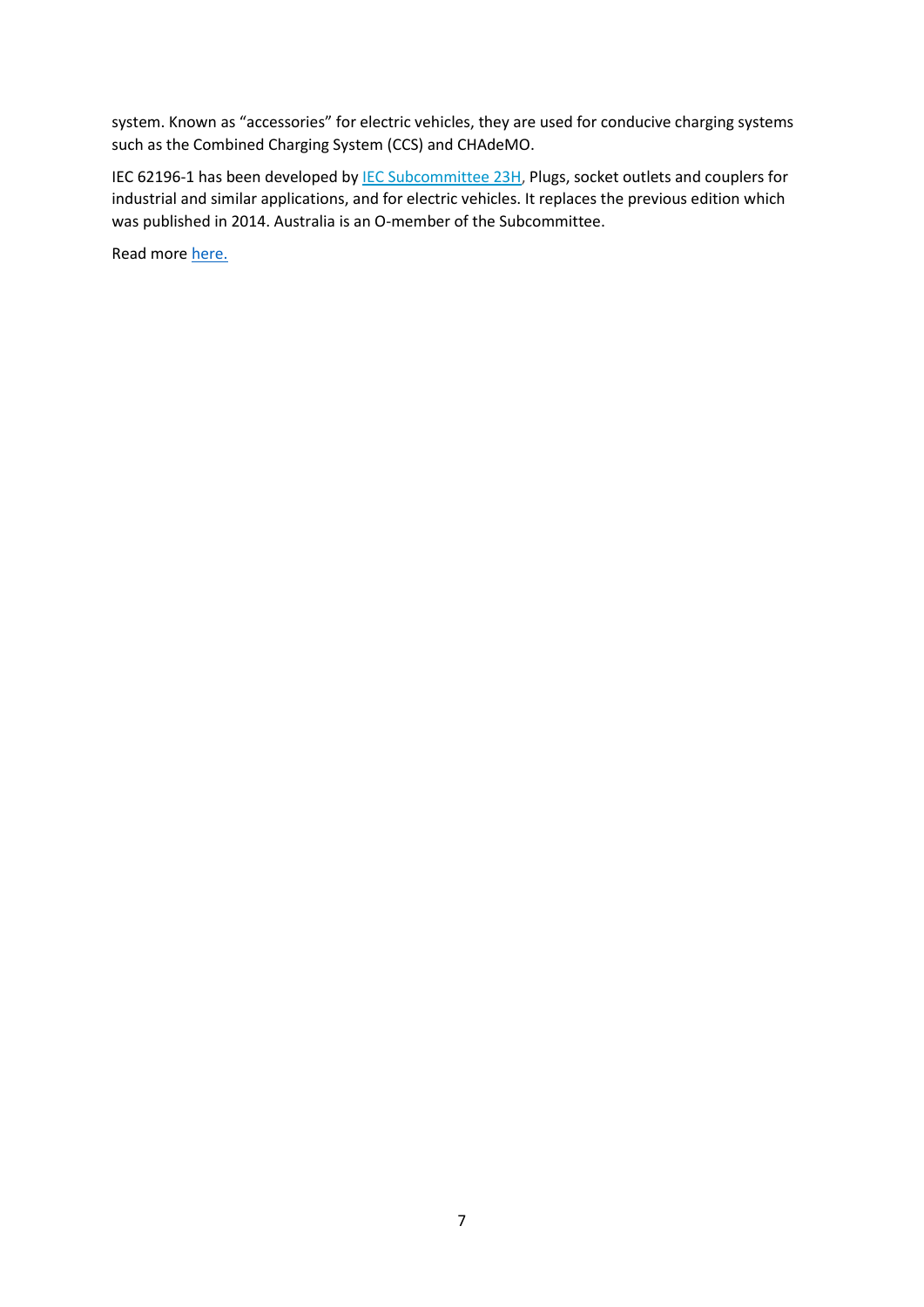system. Known as "accessories" for electric vehicles, they are used for conducive charging systems such as the Combined Charging System (CCS) and CHAdeMO.

IEC 62196-1 has been developed by IEC Subcommittee 23H, Plugs, socket outlets and couplers for industrial and similar applications, and for electric vehicles. It replaces the previous edition which was published in 2014. Australia is an O-member of the Subcommittee.

Read more here.